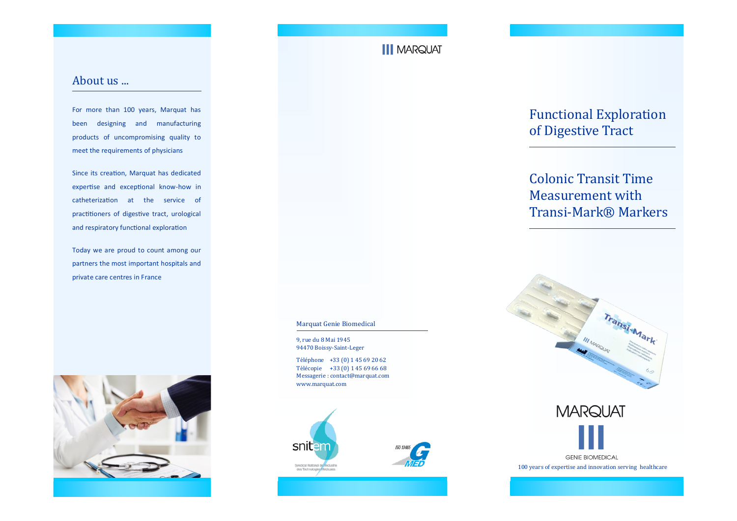## About us ...

For more than 100 years, Marquat has been designing and manufacturing products of uncompromising quality to meet the requirements of physicians

Since its creation, Marquat has dedicated expertise and exceptional know-how in catheterization at the service of practitioners of digestive tract, urological and respiratory functional exploration

Today we are proud to count among our partners the most important hospitals and private care centres in France

MARQUAT

Marquat Genie Biomedical

9, rue du 8 Mai 1945
94470 Boissy-Saint-Leger

Téléphone +33 (0) 1 45 69 20 62
Télécopie +33 (0) 1 45 69 66 68
Messagerie : contact@marquat.com
www.marquat.com

snitem
Syndicat National de l'Industrie des Technologies Médicales

ISO 13485 G MED

# Functional Exploration of Digestive Tract

## Colonic Transit Time Measurement with Transi-Mark® Markers

MARQUAT
GENIE BIOMEDICAL

100 years of expertise and innovation serving healthcare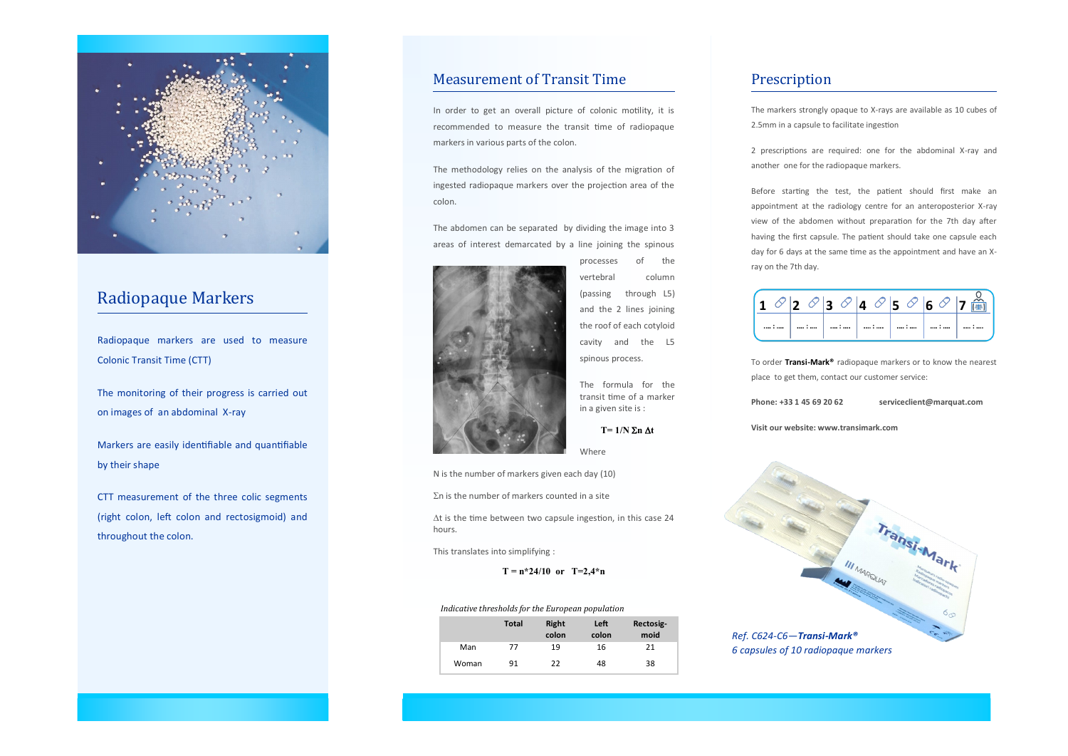## Radiopaque Markers

Radiopaque markers are used to measure Colonic Transit Time (CTT)

The monitoring of their progress is carried out on images of an abdominal X-ray

Markers are easily identifiable and quantifiable by their shape

CTT measurement of the three colic segments (right colon, left colon and rectosigmoid) and throughout the colon.

## Measurement of Transit Time

In order to get an overall picture of colonic motility, it is recommended to measure the transit time of radiopaque markers in various parts of the colon.

The methodology relies on the analysis of the migration of ingested radiopaque markers over the projection area of the colon.

The abdomen can be separated by dividing the image into 3 areas of interest demarcated by a line joining the spinous processes of the vertebral column (passing through L5) and the 2 lines joining the roof of each cotyloid cavity and the L5 spinous process.

The formula for the transit time of a marker in a given site is :

$$T = 1/N\ \Sigma n\ \Delta t$$

Where

N is the number of markers given each day (10)

$\Sigma n$ is the number of markers counted in a site

$\Delta t$ is the time between two capsule ingestion, in this case 24 hours.

This translates into simplifying :

$$T = n*24/10 \quad \text{or} \quad T=2,4*n$$

*Indicative thresholds for the European population*

| | Total | Right colon | Left colon | Rectosigmoid |
|---|---|---|---|---|
| Man | 77 | 19 | 16 | 21 |
| Woman | 91 | 22 | 48 | 38 |

## Prescription

The markers strongly opaque to X-rays are available as 10 cubes of 2.5mm in a capsule to facilitate ingestion

2 prescriptions are required: one for the abdominal X-ray and another one for the radiopaque markers.

Before starting the test, the patient should first make an appointment at the radiology centre for an anteroposterior X-ray view of the abdomen without preparation for the 7th day after having the first capsule. The patient should take one capsule each day for 6 days at the same time as the appointment and have an X-ray on the 7th day.

| 1 | 2 | 3 | 4 | 5 | 6 | 7 |
|---|---|---|---|---|---|---|
| .... : .... | .... : .... | .... : .... | .... : .... | .... : .... | .... : .... | .... : .... |

To order **Transi-Mark®** radiopaque markers or to know the nearest place to get them, contact our customer service:

**Phone: +33 1 45 69 20 62** **serviceclient@marquat.com**

**Visit our website: www.transimark.com**

*Ref. C624-C6—**Transi-Mark®***
*6 capsules of 10 radiopaque markers*